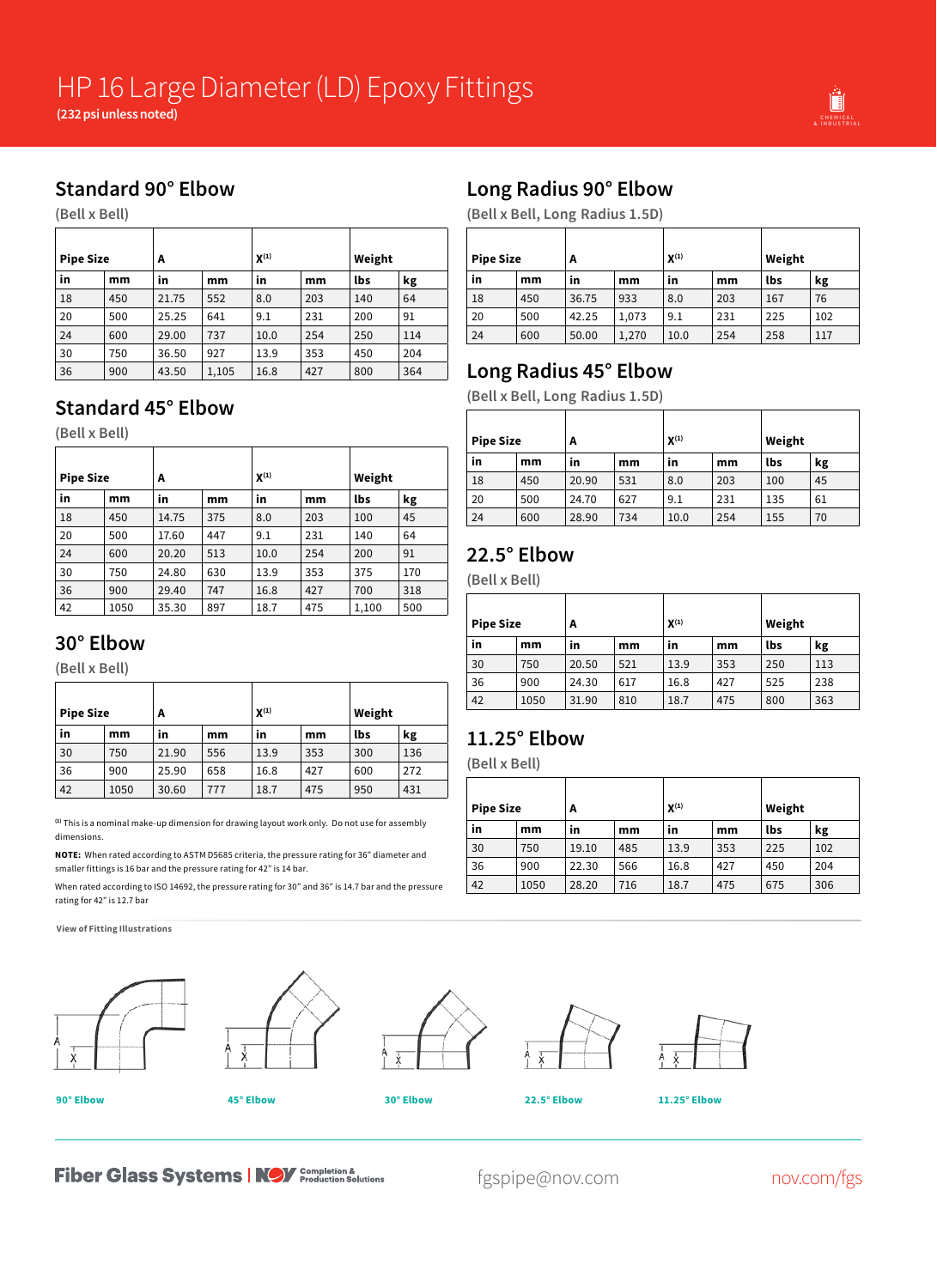# HP 16 Large Diameter (LD) Epoxy Fittings

**(232 psi unless noted)**

## Standard 90° Elbow

(Bell x Bell)

| Pipe Size | | A | | X[(1)] | | Weight | |
|---|---|---|---|---|---|---|---|
| **in** | **mm** | **in** | **mm** | **in** | **mm** | **lbs** | **kg** |
| 18 | 450 | 21.75 | 552 | 8.0 | 203 | 140 | 64 |
| 20 | 500 | 25.25 | 641 | 9.1 | 231 | 200 | 91 |
| 24 | 600 | 29.00 | 737 | 10.0 | 254 | 250 | 114 |
| 30 | 750 | 36.50 | 927 | 13.9 | 353 | 450 | 204 |
| 36 | 900 | 43.50 | 1,105 | 16.8 | 427 | 800 | 364 |

## Standard 45° Elbow

(Bell x Bell)

| Pipe Size | | A | | X[(1)] | | Weight | |
|---|---|---|---|---|---|---|---|
| **in** | **mm** | **in** | **mm** | **in** | **mm** | **lbs** | **kg** |
| 18 | 450 | 14.75 | 375 | 8.0 | 203 | 100 | 45 |
| 20 | 500 | 17.60 | 447 | 9.1 | 231 | 140 | 64 |
| 24 | 600 | 20.20 | 513 | 10.0 | 254 | 200 | 91 |
| 30 | 750 | 24.80 | 630 | 13.9 | 353 | 375 | 170 |
| 36 | 900 | 29.40 | 747 | 16.8 | 427 | 700 | 318 |
| 42 | 1050 | 35.30 | 897 | 18.7 | 475 | 1,100 | 500 |

## 30° Elbow

(Bell x Bell)

| Pipe Size | | A | | X[(1)] | | Weight | |
|---|---|---|---|---|---|---|---|
| **in** | **mm** | **in** | **mm** | **in** | **mm** | **lbs** | **kg** |
| 30 | 750 | 21.90 | 556 | 13.9 | 353 | 300 | 136 |
| 36 | 900 | 25.90 | 658 | 16.8 | 427 | 600 | 272 |
| 42 | 1050 | 30.60 | 777 | 18.7 | 475 | 950 | 431 |

[(1)] This is a nominal make-up dimension for drawing layout work only. Do not use for assembly dimensions.

**NOTE:** When rated according to ASTM D5685 criteria, the pressure rating for 36" diameter and smaller fittings is 16 bar and the pressure rating for 42" is 14 bar.

When rated according to ISO 14692, the pressure rating for 30" and 36" is 14.7 bar and the pressure rating for 42" is 12.7 bar

## Long Radius 90° Elbow

(Bell x Bell, Long Radius 1.5D)

| Pipe Size | | A | | X[(1)] | | Weight | |
|---|---|---|---|---|---|---|---|
| **in** | **mm** | **in** | **mm** | **in** | **mm** | **lbs** | **kg** |
| 18 | 450 | 36.75 | 933 | 8.0 | 203 | 167 | 76 |
| 20 | 500 | 42.25 | 1,073 | 9.1 | 231 | 225 | 102 |
| 24 | 600 | 50.00 | 1,270 | 10.0 | 254 | 258 | 117 |

## Long Radius 45° Elbow

(Bell x Bell, Long Radius 1.5D)

| Pipe Size | | A | | X[(1)] | | Weight | |
|---|---|---|---|---|---|---|---|
| **in** | **mm** | **in** | **mm** | **in** | **mm** | **lbs** | **kg** |
| 18 | 450 | 20.90 | 531 | 8.0 | 203 | 100 | 45 |
| 20 | 500 | 24.70 | 627 | 9.1 | 231 | 135 | 61 |
| 24 | 600 | 28.90 | 734 | 10.0 | 254 | 155 | 70 |

## 22.5° Elbow

(Bell x Bell)

| Pipe Size | | A | | X[(1)] | | Weight | |
|---|---|---|---|---|---|---|---|
| **in** | **mm** | **in** | **mm** | **in** | **mm** | **lbs** | **kg** |
| 30 | 750 | 20.50 | 521 | 13.9 | 353 | 250 | 113 |
| 36 | 900 | 24.30 | 617 | 16.8 | 427 | 525 | 238 |
| 42 | 1050 | 31.90 | 810 | 18.7 | 475 | 800 | 363 |

## 11.25° Elbow

(Bell x Bell)

| Pipe Size | | A | | X[(1)] | | Weight | |
|---|---|---|---|---|---|---|---|
| **in** | **mm** | **in** | **mm** | **in** | **mm** | **lbs** | **kg** |
| 30 | 750 | 19.10 | 485 | 13.9 | 353 | 225 | 102 |
| 36 | 900 | 22.30 | 566 | 16.8 | 427 | 450 | 204 |
| 42 | 1050 | 28.20 | 716 | 18.7 | 475 | 675 | 306 |

**View of Fitting Illustrations**

90° Elbow — 45° Elbow — 30° Elbow — 22.5° Elbow — 11.25° Elbow

Fiber Glass Systems | NOV Completion & Production Solutions — fgspipe@nov.com — nov.com/fgs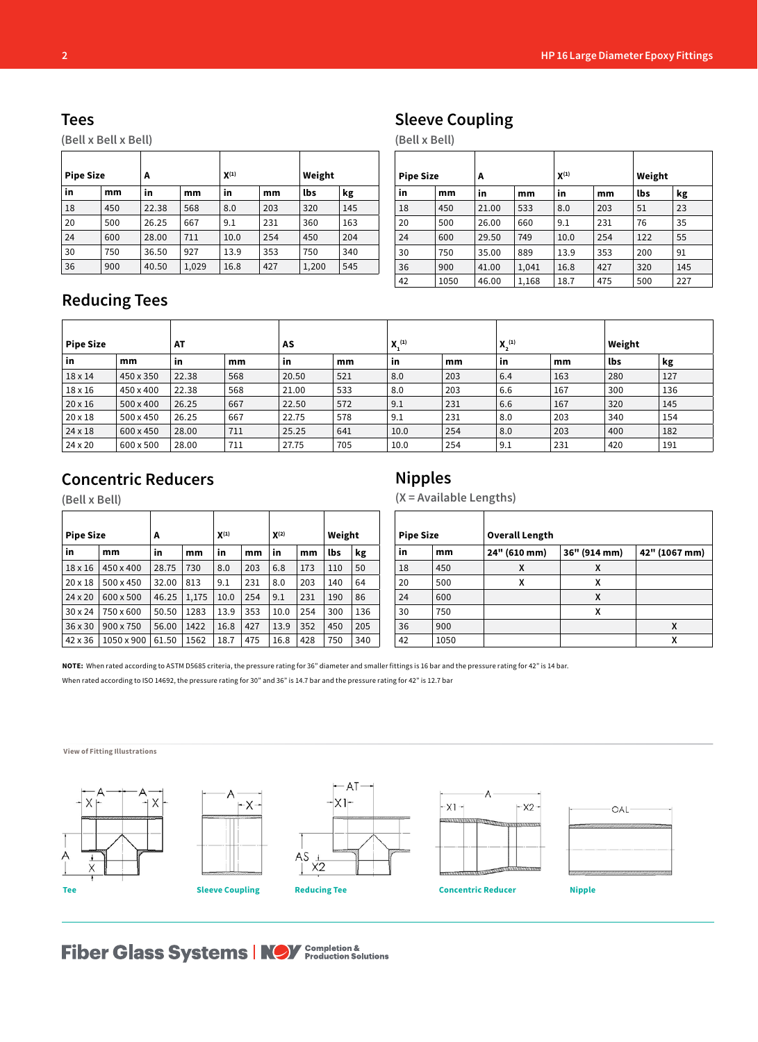## Tees

(Bell x Bell x Bell)

| Pipe Size | | A | | X[1] | | Weight | |
|---|---|---|---|---|---|---|---|
| in | mm | in | mm | in | mm | lbs | kg |
| 18 | 450 | 22.38 | 568 | 8.0 | 203 | 320 | 145 |
| 20 | 500 | 26.25 | 667 | 9.1 | 231 | 360 | 163 |
| 24 | 600 | 28.00 | 711 | 10.0 | 254 | 450 | 204 |
| 30 | 750 | 36.50 | 927 | 13.9 | 353 | 750 | 340 |
| 36 | 900 | 40.50 | 1,029 | 16.8 | 427 | 1,200 | 545 |

## Sleeve Coupling

(Bell x Bell)

| Pipe Size | | A | | X[1] | | Weight | |
|---|---|---|---|---|---|---|---|
| in | mm | in | mm | in | mm | lbs | kg |
| 18 | 450 | 21.00 | 533 | 8.0 | 203 | 51 | 23 |
| 20 | 500 | 26.00 | 660 | 9.1 | 231 | 76 | 35 |
| 24 | 600 | 29.50 | 749 | 10.0 | 254 | 122 | 55 |
| 30 | 750 | 35.00 | 889 | 13.9 | 353 | 200 | 91 |
| 36 | 900 | 41.00 | 1,041 | 16.8 | 427 | 320 | 145 |
| 42 | 1050 | 46.00 | 1,168 | 18.7 | 475 | 500 | 227 |

## Reducing Tees

| Pipe Size | | AT | | AS | | $X_1$[1] | | $X_2$[1] | | Weight | |
|---|---|---|---|---|---|---|---|---|---|---|---|
| in | mm | in | mm | in | mm | in | mm | in | mm | lbs | kg |
| 18 x 14 | 450 x 350 | 22.38 | 568 | 20.50 | 521 | 8.0 | 203 | 6.4 | 163 | 280 | 127 |
| 18 x 16 | 450 x 400 | 22.38 | 568 | 21.00 | 533 | 8.0 | 203 | 6.6 | 167 | 300 | 136 |
| 20 x 16 | 500 x 400 | 26.25 | 667 | 22.50 | 572 | 9.1 | 231 | 6.6 | 167 | 320 | 145 |
| 20 x 18 | 500 x 450 | 26.25 | 667 | 22.75 | 578 | 9.1 | 231 | 8.0 | 203 | 340 | 154 |
| 24 x 18 | 600 x 450 | 28.00 | 711 | 25.25 | 641 | 10.0 | 254 | 8.0 | 203 | 400 | 182 |
| 24 x 20 | 600 x 500 | 28.00 | 711 | 27.75 | 705 | 10.0 | 254 | 9.1 | 231 | 420 | 191 |

## Concentric Reducers

(Bell x Bell)

| Pipe Size | | A | | X[1] | | X[2] | | Weight | |
|---|---|---|---|---|---|---|---|---|---|
| in | mm | in | mm | in | mm | in | mm | lbs | kg |
| 18 x 16 | 450 x 400 | 28.75 | 730 | 8.0 | 203 | 6.8 | 173 | 110 | 50 |
| 20 x 18 | 500 x 450 | 32.00 | 813 | 9.1 | 231 | 8.0 | 203 | 140 | 64 |
| 24 x 20 | 600 x 500 | 46.25 | 1,175 | 10.0 | 254 | 9.1 | 231 | 190 | 86 |
| 30 x 24 | 750 x 600 | 50.50 | 1283 | 13.9 | 353 | 10.0 | 254 | 300 | 136 |
| 36 x 30 | 900 x 750 | 56.00 | 1422 | 16.8 | 427 | 13.9 | 352 | 450 | 205 |
| 42 x 36 | 1050 x 900 | 61.50 | 1562 | 18.7 | 475 | 16.8 | 428 | 750 | 340 |

## Nipples

(X = Available Lengths)

| Pipe Size | | Overall Length | | |
|---|---|---|---|---|
| in | mm | 24" (610 mm) | 36" (914 mm) | 42" (1067 mm) |
| 18 | 450 | X | X | |
| 20 | 500 | X | X | |
| 24 | 600 | | X | |
| 30 | 750 | | X | |
| 36 | 900 | | | X |
| 42 | 1050 | | | X |

**NOTE:** When rated according to ASTM D5685 criteria, the pressure rating for 36" diameter and smaller fittings is 16 bar and the pressure rating for 42" is 14 bar.

When rated according to ISO 14692, the pressure rating for 30" and 36" is 14.7 bar and the pressure rating for 42" is 12.7 bar

View of Fitting Illustrations

Tee

Sleeve Coupling

Reducing Tee

Concentric Reducer

Nipple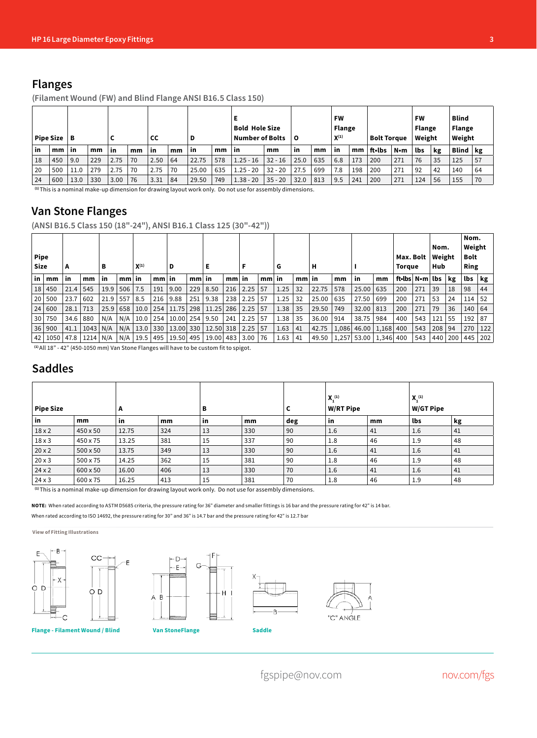## Flanges

(Filament Wound (FW) and Blind Flange ANSI B16.5 Class 150)

| Pipe Size | | B | | C | | CC | | D | | E Bold Hole Size Number of Bolts | | O | | FW Flange X[1] | | Bolt Torque | | FW Flange Weight | | Blind Flange Weight | |
|---|---|---|---|---|---|---|---|---|---|---|---|---|---|---|---|---|---|---|---|---|---|
| in | mm | in | mm | in | mm | in | mm | in | mm | in | mm | in | mm | in | mm | ft•lbs | N•m | lbs | kg | Blind | kg |
| 18 | 450 | 9.0 | 229 | 2.75 | 70 | 2.50 | 64 | 22.75 | 578 | 1.25 - 16 | 32 - 16 | 25.0 | 635 | 6.8 | 173 | 200 | 271 | 76 | 35 | 125 | 57 |
| 20 | 500 | 11.0 | 279 | 2.75 | 70 | 2.75 | 70 | 25.00 | 635 | 1.25 - 20 | 32 - 20 | 27.5 | 699 | 7.8 | 198 | 200 | 271 | 92 | 42 | 140 | 64 |
| 24 | 600 | 13.0 | 330 | 3.00 | 76 | 3.31 | 84 | 29.50 | 749 | 1.38 - 20 | 35 - 20 | 32.0 | 813 | 9.5 | 241 | 200 | 271 | 124 | 56 | 155 | 70 |

[1] This is a nominal make-up dimension for drawing layout work only. Do not use for assembly dimensions.

## Van Stone Flanges

(ANSI B16.5 Class 150 (18"-24"), ANSI B16.1 Class 125 (30"-42"))

| Pipe Size | | A | | B | | X[1] | | D | | E | | F | | G | | H | | I | | Max. Bolt Torque | | Nom. Weight Hub | | Nom. Weight Bolt Ring | |
|---|---|---|---|---|---|---|---|---|---|---|---|---|---|---|---|---|---|---|---|---|---|---|---|---|---|
| in | mm | in | mm | in | mm | in | mm | in | mm | in | mm | in | mm | in | mm | in | mm | in | mm | ft•lbs | N•m | lbs | kg | lbs | kg |
| 18 | 450 | 21.4 | 545 | 19.9 | 506 | 7.5 | 191 | 9.00 | 229 | 8.50 | 216 | 2.25 | 57 | 1.25 | 32 | 22.75 | 578 | 25.00 | 635 | 200 | 271 | 39 | 18 | 98 | 44 |
| 20 | 500 | 23.7 | 602 | 21.9 | 557 | 8.5 | 216 | 9.88 | 251 | 9.38 | 238 | 2.25 | 57 | 1.25 | 32 | 25.00 | 635 | 27.50 | 699 | 200 | 271 | 53 | 24 | 114 | 52 |
| 24 | 600 | 28.1 | 713 | 25.9 | 658 | 10.0 | 254 | 11.75 | 298 | 11.25 | 286 | 2.25 | 57 | 1.38 | 35 | 29.50 | 749 | 32.00 | 813 | 200 | 271 | 79 | 36 | 140 | 64 |
| 30 | 750 | 34.6 | 880 | N/A | N/A | 10.0 | 254 | 10.00 | 254 | 9.50 | 241 | 2.25 | 57 | 1.38 | 35 | 36.00 | 914 | 38.75 | 984 | 400 | 543 | 121 | 55 | 192 | 87 |
| 36 | 900 | 41.1 | 1043 | N/A | N/A | 13.0 | 330 | 13.00 | 330 | 12.50 | 318 | 2.25 | 57 | 1.63 | 41 | 42.75 | 1,086 | 46.00 | 1,168 | 400 | 543 | 208 | 94 | 270 | 122 |
| 42 | 1050 | 47.8 | 1214 | N/A | N/A | 19.5 | 495 | 19.50 | 495 | 19.00 | 483 | 3.00 | 76 | 1.63 | 41 | 49.50 | 1,257 | 53.00 | 1,346 | 400 | 543 | 440 | 200 | 445 | 202 |

[1] All 18" - 42" (450-1050 mm) Van Stone Flanges will have to be custom fit to spigot.

## Saddles

| Pipe Size | | A | | B | | C | X[1] W/RT Pipe | | X[1] W/GT Pipe | |
|---|---|---|---|---|---|---|---|---|---|---|
| in | mm | in | mm | in | mm | deg | in | mm | lbs | kg |
| 18 x 2 | 450 x 50 | 12.75 | 324 | 13 | 330 | 90 | 1.6 | 41 | 1.6 | 41 |
| 18 x 3 | 450 x 75 | 13.25 | 381 | 15 | 337 | 90 | 1.8 | 46 | 1.9 | 48 |
| 20 x 2 | 500 x 50 | 13.75 | 349 | 13 | 330 | 90 | 1.6 | 41 | 1.6 | 41 |
| 20 x 3 | 500 x 75 | 14.25 | 362 | 15 | 381 | 90 | 1.8 | 46 | 1.9 | 48 |
| 24 x 2 | 600 x 50 | 16.00 | 406 | 13 | 330 | 70 | 1.6 | 41 | 1.6 | 41 |
| 24 x 3 | 600 x 75 | 16.25 | 413 | 15 | 381 | 70 | 1.8 | 46 | 1.9 | 48 |

[1] This is a nominal make-up dimension for drawing layout work only. Do not use for assembly dimensions.

**NOTE:** When rated according to ASTM D5685 criteria, the pressure rating for 36" diameter and smaller fittings is 16 bar and the pressure rating for 42" is 14 bar.

When rated according to ISO 14692, the pressure rating for 30" and 36" is 14.7 bar and the pressure rating for 42" is 12.7 bar

**View of Fitting Illustrations**

Flange - Filament Wound / Blind

Van StoneFlange

Saddle

fgspipe@nov.com

nov.com/fgs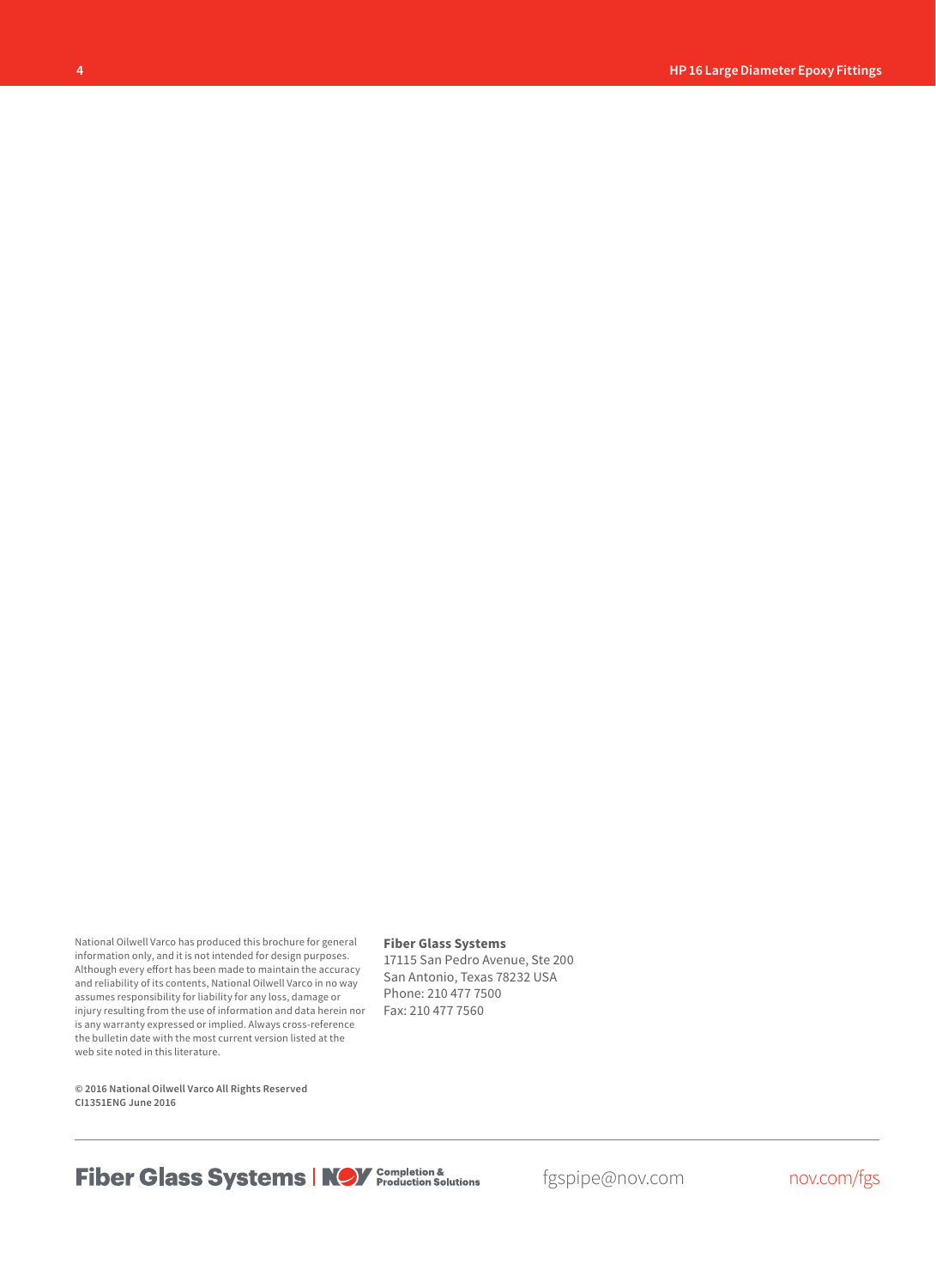National Oilwell Varco has produced this brochure for general information only, and it is not intended for design purposes. Although every effort has been made to maintain the accuracy and reliability of its contents, National Oilwell Varco in no way assumes responsibility for liability for any loss, damage or injury resulting from the use of information and data herein nor is any warranty expressed or implied. Always cross-reference the bulletin date with the most current version listed at the web site noted in this literature.

**© 2016 National Oilwell Varco All Rights Reserved**
**CI1351ENG June 2016**

**Fiber Glass Systems**
17115 San Pedro Avenue, Ste 200
San Antonio, Texas 78232 USA
Phone: 210 477 7500
Fax: 210 477 7560

**Fiber Glass Systems** | NOV Completion & Production Solutions

fgspipe@nov.com

nov.com/fgs